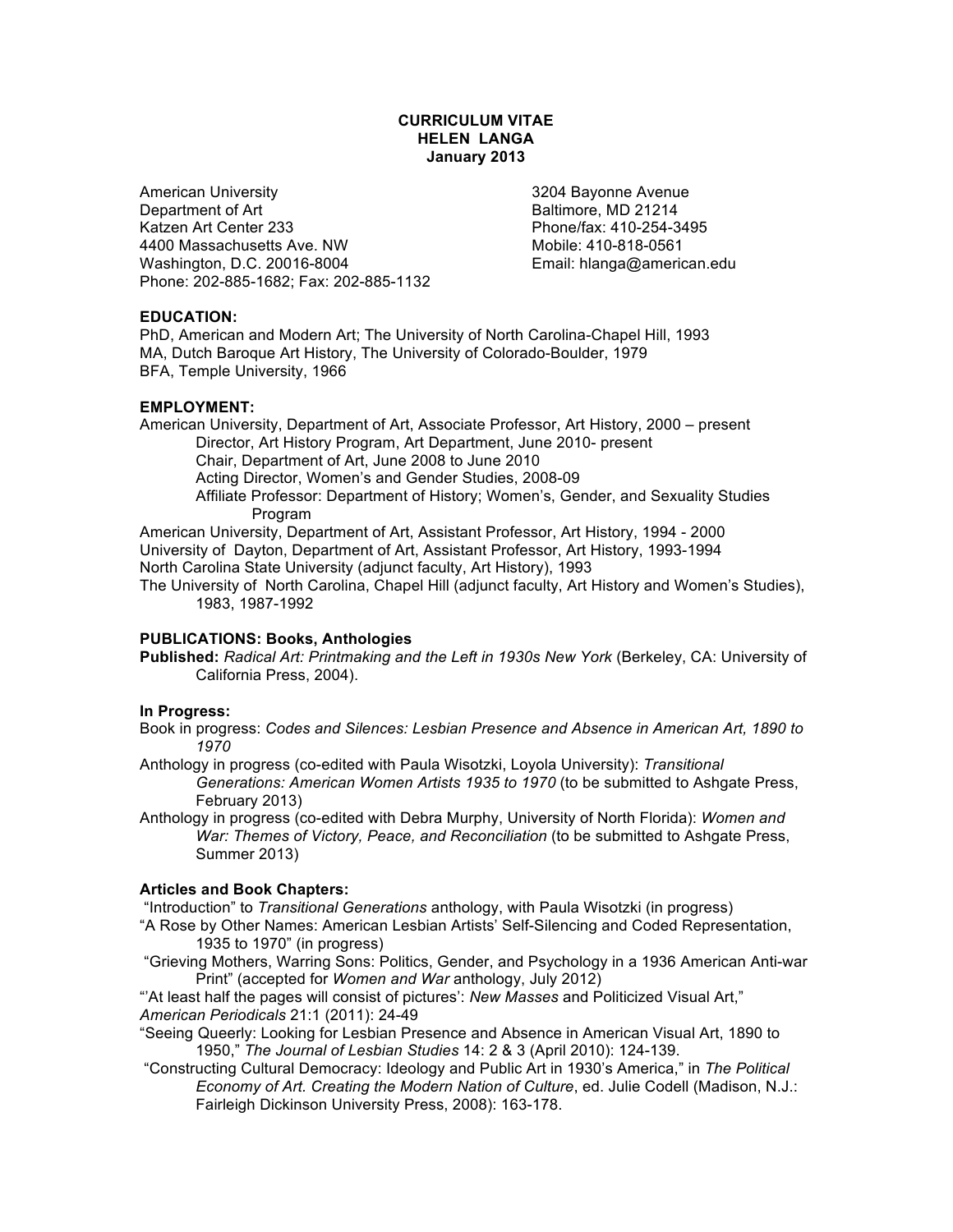**CURRICULUM VITAE**
**HELEN LANGA**
**January 2013**

American University
Department of Art
Katzen Art Center 233
4400 Massachusetts Ave. NW
Washington, D.C. 20016-8004
Phone: 202-885-1682; Fax: 202-885-1132

3204 Bayonne Avenue
Baltimore, MD 21214
Phone/fax: 410-254-3495
Mobile: 410-818-0561
Email: hlanga@american.edu

**EDUCATION:**

PhD, American and Modern Art; The University of North Carolina-Chapel Hill, 1993
MA, Dutch Baroque Art History, The University of Colorado-Boulder, 1979
BFA, Temple University, 1966

**EMPLOYMENT:**

American University, Department of Art, Associate Professor, Art History, 2000 – present
- Director, Art History Program, Art Department, June 2010- present
- Chair, Department of Art, June 2008 to June 2010
- Acting Director, Women's and Gender Studies, 2008-09
- Affiliate Professor: Department of History; Women's, Gender, and Sexuality Studies Program

American University, Department of Art, Assistant Professor, Art History, 1994 - 2000
University of Dayton, Department of Art, Assistant Professor, Art History, 1993-1994
North Carolina State University (adjunct faculty, Art History), 1993
The University of North Carolina, Chapel Hill (adjunct faculty, Art History and Women's Studies), 1983, 1987-1992

**PUBLICATIONS: Books, Anthologies**

**Published:** *Radical Art: Printmaking and the Left in 1930s New York* (Berkeley, CA: University of California Press, 2004).

**In Progress:**

Book in progress: *Codes and Silences: Lesbian Presence and Absence in American Art, 1890 to 1970*

Anthology in progress (co-edited with Paula Wisotzki, Loyola University): *Transitional Generations: American Women Artists 1935 to 1970* (to be submitted to Ashgate Press, February 2013)

Anthology in progress (co-edited with Debra Murphy, University of North Florida): *Women and War: Themes of Victory, Peace, and Reconciliation* (to be submitted to Ashgate Press, Summer 2013)

**Articles and Book Chapters:**

"Introduction" to *Transitional Generations* anthology, with Paula Wisotzki (in progress)

"A Rose by Other Names: American Lesbian Artists' Self-Silencing and Coded Representation, 1935 to 1970" (in progress)

"Grieving Mothers, Warring Sons: Politics, Gender, and Psychology in a 1936 American Anti-war Print" (accepted for *Women and War* anthology, July 2012)

"'At least half the pages will consist of pictures': *New Masses* and Politicized Visual Art," *American Periodicals* 21:1 (2011): 24-49

"Seeing Queerly: Looking for Lesbian Presence and Absence in American Visual Art, 1890 to 1950," *The Journal of Lesbian Studies* 14: 2 & 3 (April 2010): 124-139.

"Constructing Cultural Democracy: Ideology and Public Art in 1930's America," in *The Political Economy of Art. Creating the Modern Nation of Culture*, ed. Julie Codell (Madison, N.J.: Fairleigh Dickinson University Press, 2008): 163-178.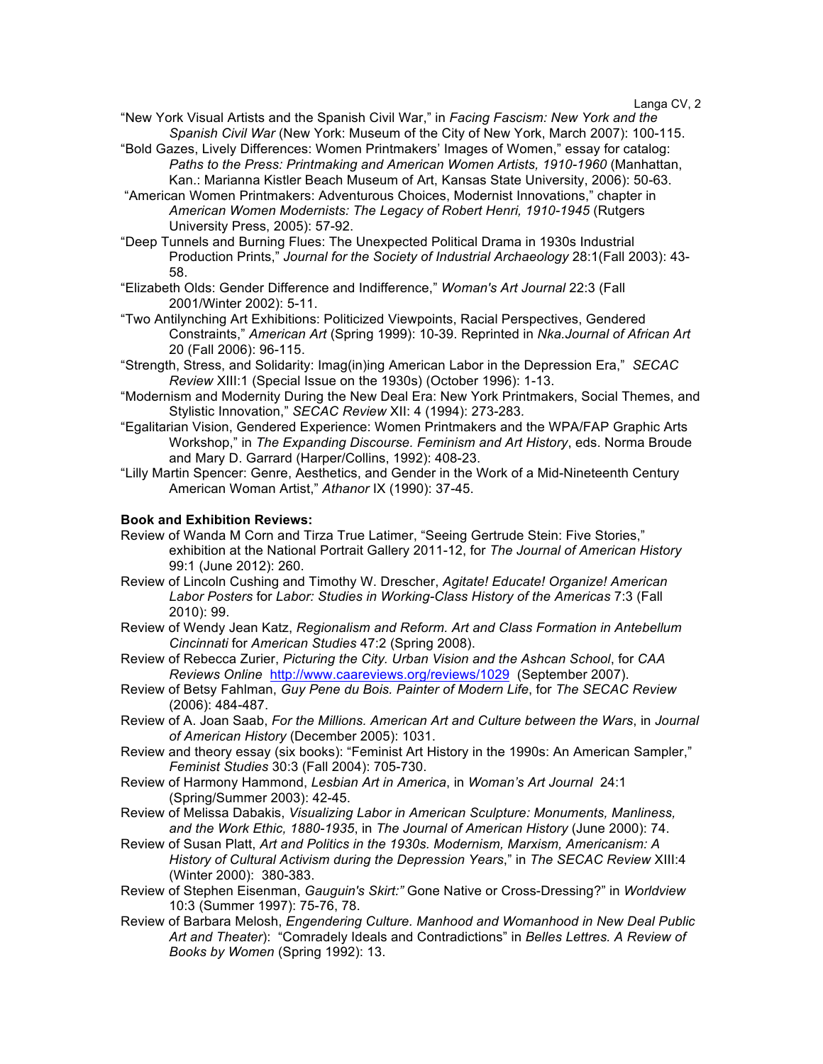"New York Visual Artists and the Spanish Civil War," in *Facing Fascism: New York and the Spanish Civil War* (New York: Museum of the City of New York, March 2007): 100-115.

"Bold Gazes, Lively Differences: Women Printmakers' Images of Women," essay for catalog: *Paths to the Press: Printmaking and American Women Artists, 1910-1960* (Manhattan, Kan.: Marianna Kistler Beach Museum of Art, Kansas State University, 2006): 50-63.

"American Women Printmakers: Adventurous Choices, Modernist Innovations," chapter in *American Women Modernists: The Legacy of Robert Henri, 1910-1945* (Rutgers University Press, 2005): 57-92.

"Deep Tunnels and Burning Flues: The Unexpected Political Drama in 1930s Industrial Production Prints," *Journal for the Society of Industrial Archaeology* 28:1(Fall 2003): 43-58.

"Elizabeth Olds: Gender Difference and Indifference," *Woman's Art Journal* 22:3 (Fall 2001/Winter 2002): 5-11.

"Two Antilynching Art Exhibitions: Politicized Viewpoints, Racial Perspectives, Gendered Constraints," *American Art* (Spring 1999): 10-39. Reprinted in *Nka.Journal of African Art* 20 (Fall 2006): 96-115.

"Strength, Stress, and Solidarity: Imag(in)ing American Labor in the Depression Era," *SECAC Review* XIII:1 (Special Issue on the 1930s) (October 1996): 1-13.

"Modernism and Modernity During the New Deal Era: New York Printmakers, Social Themes, and Stylistic Innovation," *SECAC Review* XII: 4 (1994): 273-283.

"Egalitarian Vision, Gendered Experience: Women Printmakers and the WPA/FAP Graphic Arts Workshop," in *The Expanding Discourse. Feminism and Art History*, eds. Norma Broude and Mary D. Garrard (Harper/Collins, 1992): 408-23.

"Lilly Martin Spencer: Genre, Aesthetics, and Gender in the Work of a Mid-Nineteenth Century American Woman Artist," *Athanor* IX (1990): 37-45.

**Book and Exhibition Reviews:**

Review of Wanda M Corn and Tirza True Latimer, "Seeing Gertrude Stein: Five Stories," exhibition at the National Portrait Gallery 2011-12, for *The Journal of American History* 99:1 (June 2012): 260.

Review of Lincoln Cushing and Timothy W. Drescher, *Agitate! Educate! Organize! American Labor Posters* for *Labor: Studies in Working-Class History of the Americas* 7:3 (Fall 2010): 99.

Review of Wendy Jean Katz, *Regionalism and Reform. Art and Class Formation in Antebellum Cincinnati* for *American Studies* 47:2 (Spring 2008).

Review of Rebecca Zurier, *Picturing the City. Urban Vision and the Ashcan School*, for *CAA Reviews Online* http://www.caareviews.org/reviews/1029 (September 2007).

Review of Betsy Fahlman, *Guy Pene du Bois. Painter of Modern Life*, for *The SECAC Review* (2006): 484-487.

Review of A. Joan Saab, *For the Millions. American Art and Culture between the Wars*, in *Journal of American History* (December 2005): 1031.

Review and theory essay (six books): "Feminist Art History in the 1990s: An American Sampler," *Feminist Studies* 30:3 (Fall 2004): 705-730.

Review of Harmony Hammond, *Lesbian Art in America*, in *Woman's Art Journal* 24:1 (Spring/Summer 2003): 42-45.

Review of Melissa Dabakis, *Visualizing Labor in American Sculpture: Monuments, Manliness, and the Work Ethic, 1880-1935*, in *The Journal of American History* (June 2000): 74.

Review of Susan Platt, *Art and Politics in the 1930s. Modernism, Marxism, Americanism: A History of Cultural Activism during the Depression Years*," in *The SECAC Review* XIII:4 (Winter 2000): 380-383.

Review of Stephen Eisenman, *Gauguin's Skirt:"* Gone Native or Cross-Dressing?" in *Worldview* 10:3 (Summer 1997): 75-76, 78.

Review of Barbara Melosh, *Engendering Culture. Manhood and Womanhood in New Deal Public Art and Theater*): "Comradely Ideals and Contradictions" in *Belles Lettres. A Review of Books by Women* (Spring 1992): 13.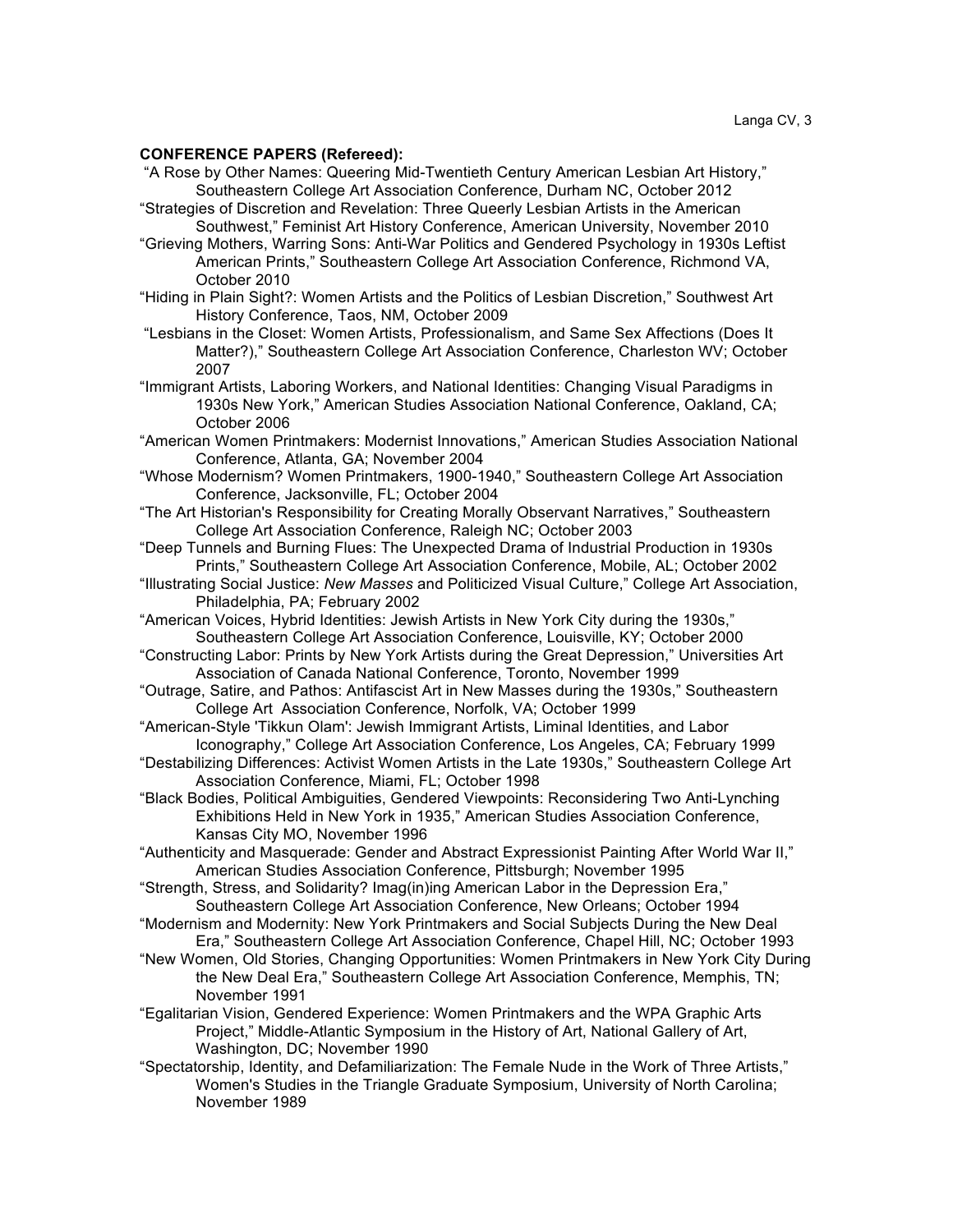**CONFERENCE PAPERS (Refereed):**

"A Rose by Other Names: Queering Mid-Twentieth Century American Lesbian Art History," Southeastern College Art Association Conference, Durham NC, October 2012

"Strategies of Discretion and Revelation: Three Queerly Lesbian Artists in the American Southwest," Feminist Art History Conference, American University, November 2010

"Grieving Mothers, Warring Sons: Anti-War Politics and Gendered Psychology in 1930s Leftist American Prints," Southeastern College Art Association Conference, Richmond VA, October 2010

"Hiding in Plain Sight?: Women Artists and the Politics of Lesbian Discretion," Southwest Art History Conference, Taos, NM, October 2009

"Lesbians in the Closet: Women Artists, Professionalism, and Same Sex Affections (Does It Matter?)," Southeastern College Art Association Conference, Charleston WV; October 2007

"Immigrant Artists, Laboring Workers, and National Identities: Changing Visual Paradigms in 1930s New York," American Studies Association National Conference, Oakland, CA; October 2006

"American Women Printmakers: Modernist Innovations," American Studies Association National Conference, Atlanta, GA; November 2004

"Whose Modernism? Women Printmakers, 1900-1940," Southeastern College Art Association Conference, Jacksonville, FL; October 2004

"The Art Historian's Responsibility for Creating Morally Observant Narratives," Southeastern College Art Association Conference, Raleigh NC; October 2003

"Deep Tunnels and Burning Flues: The Unexpected Drama of Industrial Production in 1930s Prints," Southeastern College Art Association Conference, Mobile, AL; October 2002

"Illustrating Social Justice: *New Masses* and Politicized Visual Culture," College Art Association, Philadelphia, PA; February 2002

"American Voices, Hybrid Identities: Jewish Artists in New York City during the 1930s," Southeastern College Art Association Conference, Louisville, KY; October 2000

"Constructing Labor: Prints by New York Artists during the Great Depression," Universities Art Association of Canada National Conference, Toronto, November 1999

"Outrage, Satire, and Pathos: Antifascist Art in New Masses during the 1930s," Southeastern College Art Association Conference, Norfolk, VA; October 1999

"American-Style 'Tikkun Olam': Jewish Immigrant Artists, Liminal Identities, and Labor Iconography," College Art Association Conference, Los Angeles, CA; February 1999

"Destabilizing Differences: Activist Women Artists in the Late 1930s," Southeastern College Art Association Conference, Miami, FL; October 1998

"Black Bodies, Political Ambiguities, Gendered Viewpoints: Reconsidering Two Anti-Lynching Exhibitions Held in New York in 1935," American Studies Association Conference, Kansas City MO, November 1996

"Authenticity and Masquerade: Gender and Abstract Expressionist Painting After World War II," American Studies Association Conference, Pittsburgh; November 1995

"Strength, Stress, and Solidarity? Imag(in)ing American Labor in the Depression Era," Southeastern College Art Association Conference, New Orleans; October 1994

"Modernism and Modernity: New York Printmakers and Social Subjects During the New Deal Era," Southeastern College Art Association Conference, Chapel Hill, NC; October 1993

"New Women, Old Stories, Changing Opportunities: Women Printmakers in New York City During the New Deal Era," Southeastern College Art Association Conference, Memphis, TN; November 1991

"Egalitarian Vision, Gendered Experience: Women Printmakers and the WPA Graphic Arts Project," Middle-Atlantic Symposium in the History of Art, National Gallery of Art, Washington, DC; November 1990

"Spectatorship, Identity, and Defamiliarization: The Female Nude in the Work of Three Artists," Women's Studies in the Triangle Graduate Symposium, University of North Carolina; November 1989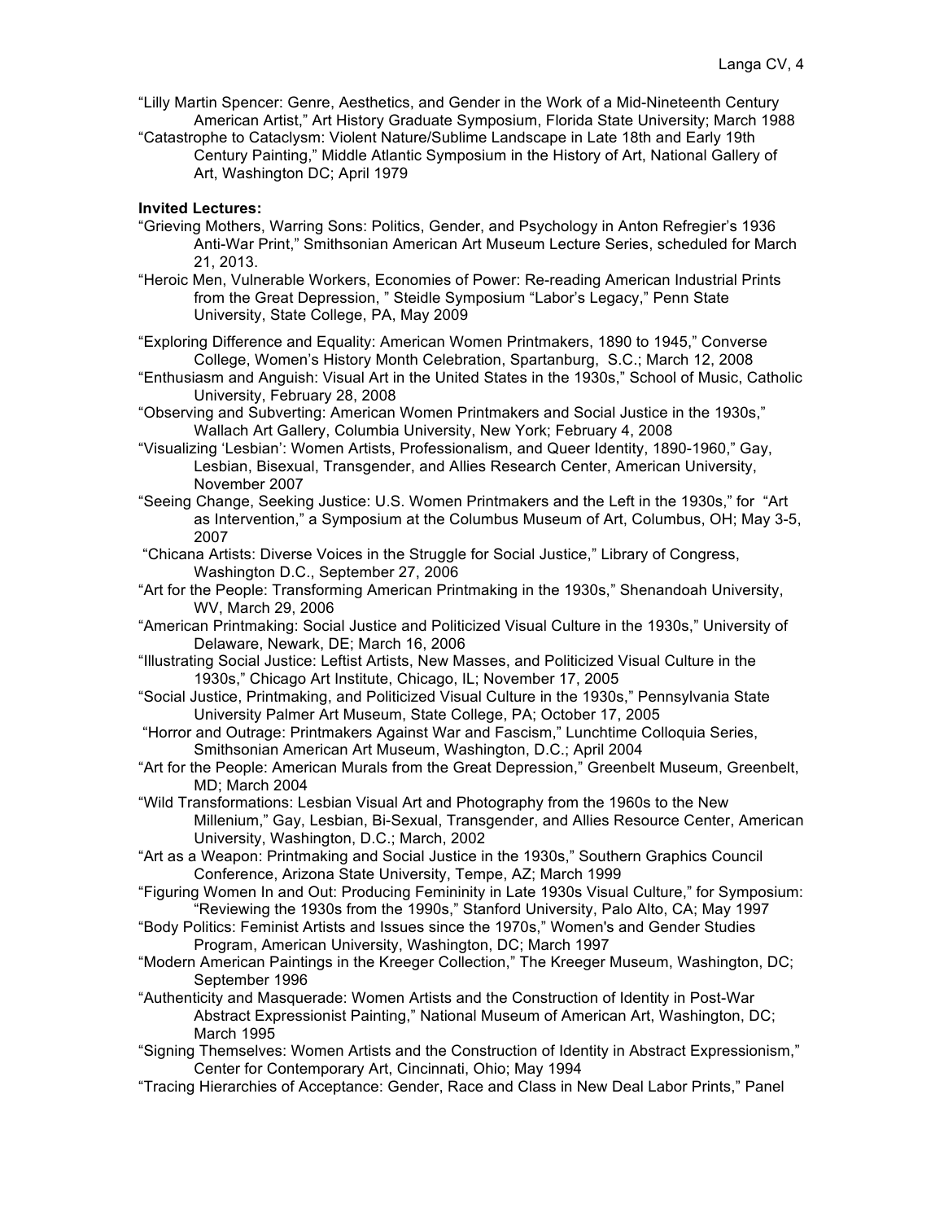"Lilly Martin Spencer: Genre, Aesthetics, and Gender in the Work of a Mid-Nineteenth Century American Artist," Art History Graduate Symposium, Florida State University; March 1988

"Catastrophe to Cataclysm: Violent Nature/Sublime Landscape in Late 18th and Early 19th Century Painting," Middle Atlantic Symposium in the History of Art, National Gallery of Art, Washington DC; April 1979

**Invited Lectures:**

"Grieving Mothers, Warring Sons: Politics, Gender, and Psychology in Anton Refregier's 1936 Anti-War Print," Smithsonian American Art Museum Lecture Series, scheduled for March 21, 2013.

"Heroic Men, Vulnerable Workers, Economies of Power: Re-reading American Industrial Prints from the Great Depression, " Steidle Symposium "Labor's Legacy," Penn State University, State College, PA, May 2009

"Exploring Difference and Equality: American Women Printmakers, 1890 to 1945," Converse College, Women's History Month Celebration, Spartanburg, S.C.; March 12, 2008

"Enthusiasm and Anguish: Visual Art in the United States in the 1930s," School of Music, Catholic University, February 28, 2008

"Observing and Subverting: American Women Printmakers and Social Justice in the 1930s," Wallach Art Gallery, Columbia University, New York; February 4, 2008

"Visualizing 'Lesbian': Women Artists, Professionalism, and Queer Identity, 1890-1960," Gay, Lesbian, Bisexual, Transgender, and Allies Research Center, American University, November 2007

"Seeing Change, Seeking Justice: U.S. Women Printmakers and the Left in the 1930s," for "Art as Intervention," a Symposium at the Columbus Museum of Art, Columbus, OH; May 3-5, 2007

"Chicana Artists: Diverse Voices in the Struggle for Social Justice," Library of Congress, Washington D.C., September 27, 2006

"Art for the People: Transforming American Printmaking in the 1930s," Shenandoah University, WV, March 29, 2006

"American Printmaking: Social Justice and Politicized Visual Culture in the 1930s," University of Delaware, Newark, DE; March 16, 2006

"Illustrating Social Justice: Leftist Artists, New Masses, and Politicized Visual Culture in the 1930s," Chicago Art Institute, Chicago, IL; November 17, 2005

"Social Justice, Printmaking, and Politicized Visual Culture in the 1930s," Pennsylvania State University Palmer Art Museum, State College, PA; October 17, 2005

"Horror and Outrage: Printmakers Against War and Fascism," Lunchtime Colloquia Series, Smithsonian American Art Museum, Washington, D.C.; April 2004

"Art for the People: American Murals from the Great Depression," Greenbelt Museum, Greenbelt, MD; March 2004

"Wild Transformations: Lesbian Visual Art and Photography from the 1960s to the New Millenium," Gay, Lesbian, Bi-Sexual, Transgender, and Allies Resource Center, American University, Washington, D.C.; March, 2002

"Art as a Weapon: Printmaking and Social Justice in the 1930s," Southern Graphics Council Conference, Arizona State University, Tempe, AZ; March 1999

"Figuring Women In and Out: Producing Femininity in Late 1930s Visual Culture," for Symposium: "Reviewing the 1930s from the 1990s," Stanford University, Palo Alto, CA; May 1997

"Body Politics: Feminist Artists and Issues since the 1970s," Women's and Gender Studies Program, American University, Washington, DC; March 1997

"Modern American Paintings in the Kreeger Collection," The Kreeger Museum, Washington, DC; September 1996

"Authenticity and Masquerade: Women Artists and the Construction of Identity in Post-War Abstract Expressionist Painting," National Museum of American Art, Washington, DC; March 1995

"Signing Themselves: Women Artists and the Construction of Identity in Abstract Expressionism," Center for Contemporary Art, Cincinnati, Ohio; May 1994

"Tracing Hierarchies of Acceptance: Gender, Race and Class in New Deal Labor Prints," Panel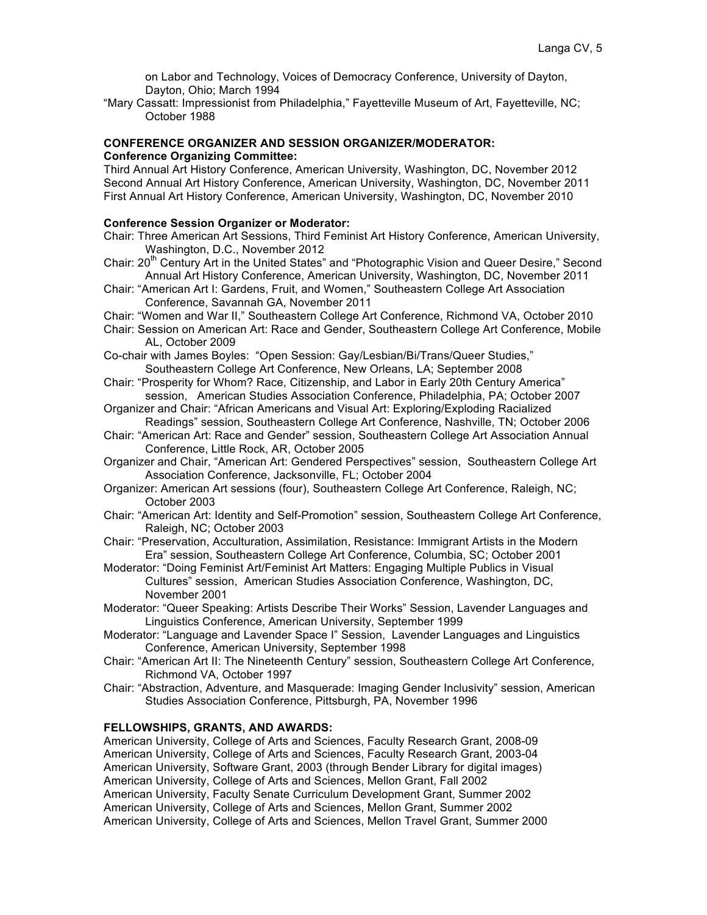on Labor and Technology, Voices of Democracy Conference, University of Dayton, Dayton, Ohio; March 1994

"Mary Cassatt: Impressionist from Philadelphia," Fayetteville Museum of Art, Fayetteville, NC; October 1988

## CONFERENCE ORGANIZER AND SESSION ORGANIZER/MODERATOR:

### Conference Organizing Committee:

Third Annual Art History Conference, American University, Washington, DC, November 2012
Second Annual Art History Conference, American University, Washington, DC, November 2011
First Annual Art History Conference, American University, Washington, DC, November 2010

### Conference Session Organizer or Moderator:

Chair: Three American Art Sessions, Third Feminist Art History Conference, American University, Washington, D.C., November 2012

Chair: 20th Century Art in the United States" and "Photographic Vision and Queer Desire," Second Annual Art History Conference, American University, Washington, DC, November 2011

Chair: "American Art I: Gardens, Fruit, and Women," Southeastern College Art Association Conference, Savannah GA, November 2011

Chair: "Women and War II," Southeastern College Art Conference, Richmond VA, October 2010

Chair: Session on American Art: Race and Gender, Southeastern College Art Conference, Mobile AL, October 2009

Co-chair with James Boyles: "Open Session: Gay/Lesbian/Bi/Trans/Queer Studies," Southeastern College Art Conference, New Orleans, LA; September 2008

Chair: "Prosperity for Whom? Race, Citizenship, and Labor in Early 20th Century America" session, American Studies Association Conference, Philadelphia, PA; October 2007

Organizer and Chair: "African Americans and Visual Art: Exploring/Exploding Racialized Readings" session, Southeastern College Art Conference, Nashville, TN; October 2006

Chair: "American Art: Race and Gender" session, Southeastern College Art Association Annual Conference, Little Rock, AR, October 2005

Organizer and Chair, "American Art: Gendered Perspectives" session, Southeastern College Art Association Conference, Jacksonville, FL; October 2004

Organizer: American Art sessions (four), Southeastern College Art Conference, Raleigh, NC; October 2003

Chair: "American Art: Identity and Self-Promotion" session, Southeastern College Art Conference, Raleigh, NC; October 2003

Chair: "Preservation, Acculturation, Assimilation, Resistance: Immigrant Artists in the Modern Era" session, Southeastern College Art Conference, Columbia, SC; October 2001

Moderator: "Doing Feminist Art/Feminist Art Matters: Engaging Multiple Publics in Visual Cultures" session, American Studies Association Conference, Washington, DC, November 2001

Moderator: "Queer Speaking: Artists Describe Their Works" Session, Lavender Languages and Linguistics Conference, American University, September 1999

Moderator: "Language and Lavender Space I" Session, Lavender Languages and Linguistics Conference, American University, September 1998

Chair: "American Art II: The Nineteenth Century" session, Southeastern College Art Conference, Richmond VA, October 1997

Chair: "Abstraction, Adventure, and Masquerade: Imaging Gender Inclusivity" session, American Studies Association Conference, Pittsburgh, PA, November 1996

## FELLOWSHIPS, GRANTS, AND AWARDS:

American University, College of Arts and Sciences, Faculty Research Grant, 2008-09
American University, College of Arts and Sciences, Faculty Research Grant, 2003-04
American University, Software Grant, 2003 (through Bender Library for digital images)
American University, College of Arts and Sciences, Mellon Grant, Fall 2002
American University, Faculty Senate Curriculum Development Grant, Summer 2002
American University, College of Arts and Sciences, Mellon Grant, Summer 2002
American University, College of Arts and Sciences, Mellon Travel Grant, Summer 2000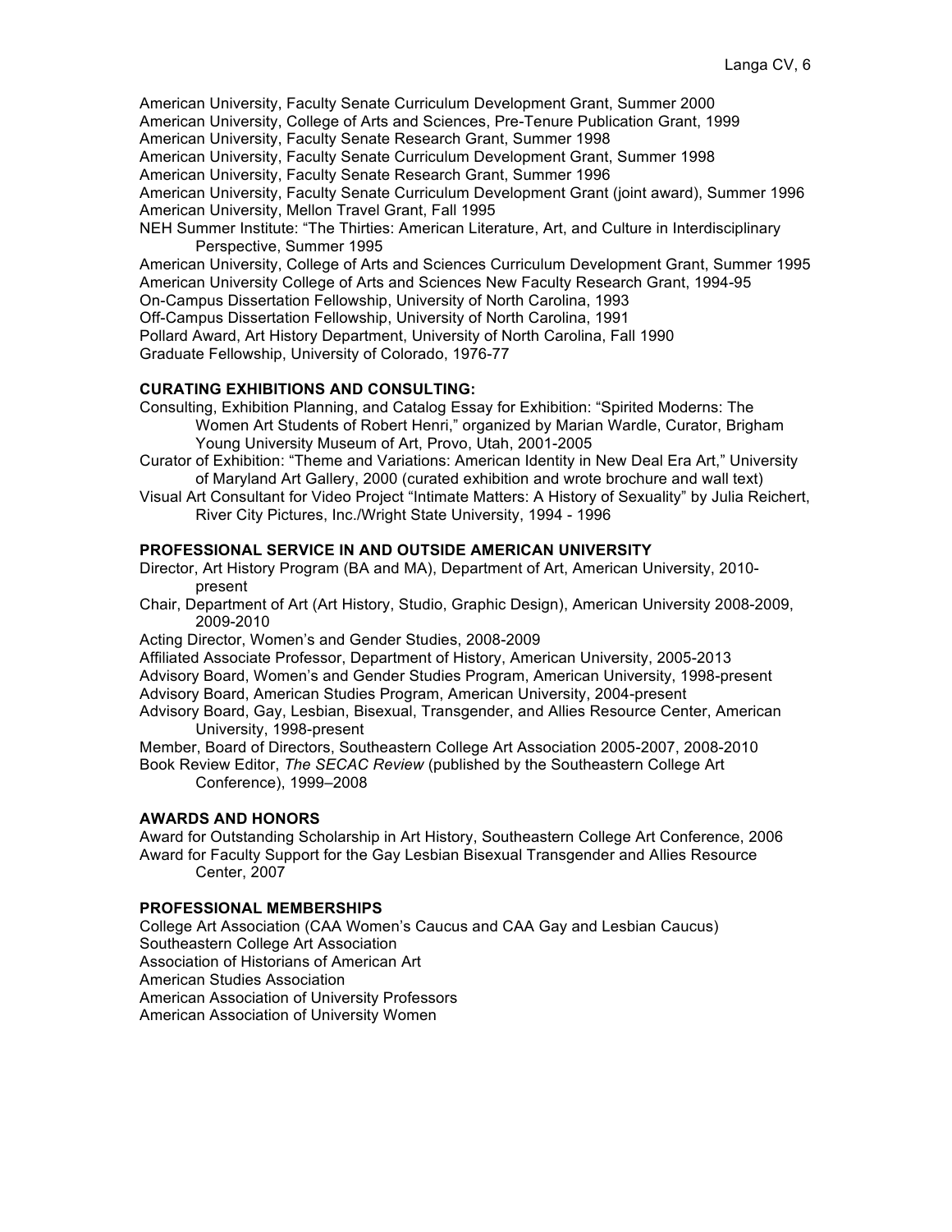American University, Faculty Senate Curriculum Development Grant, Summer 2000
American University, College of Arts and Sciences, Pre-Tenure Publication Grant, 1999
American University, Faculty Senate Research Grant, Summer 1998
American University, Faculty Senate Curriculum Development Grant, Summer 1998
American University, Faculty Senate Research Grant, Summer 1996
American University, Faculty Senate Curriculum Development Grant (joint award), Summer 1996
American University, Mellon Travel Grant, Fall 1995
NEH Summer Institute: "The Thirties: American Literature, Art, and Culture in Interdisciplinary Perspective, Summer 1995
American University, College of Arts and Sciences Curriculum Development Grant, Summer 1995
American University College of Arts and Sciences New Faculty Research Grant, 1994-95
On-Campus Dissertation Fellowship, University of North Carolina, 1993
Off-Campus Dissertation Fellowship, University of North Carolina, 1991
Pollard Award, Art History Department, University of North Carolina, Fall 1990
Graduate Fellowship, University of Colorado, 1976-77

**CURATING EXHIBITIONS AND CONSULTING:**

Consulting, Exhibition Planning, and Catalog Essay for Exhibition: "Spirited Moderns: The Women Art Students of Robert Henri," organized by Marian Wardle, Curator, Brigham Young University Museum of Art, Provo, Utah, 2001-2005
Curator of Exhibition: "Theme and Variations: American Identity in New Deal Era Art," University of Maryland Art Gallery, 2000 (curated exhibition and wrote brochure and wall text)
Visual Art Consultant for Video Project "Intimate Matters: A History of Sexuality" by Julia Reichert, River City Pictures, Inc./Wright State University, 1994 - 1996

**PROFESSIONAL SERVICE IN AND OUTSIDE AMERICAN UNIVERSITY**

Director, Art History Program (BA and MA), Department of Art, American University, 2010-present
Chair, Department of Art (Art History, Studio, Graphic Design), American University 2008-2009, 2009-2010
Acting Director, Women's and Gender Studies, 2008-2009
Affiliated Associate Professor, Department of History, American University, 2005-2013
Advisory Board, Women's and Gender Studies Program, American University, 1998-present
Advisory Board, American Studies Program, American University, 2004-present
Advisory Board, Gay, Lesbian, Bisexual, Transgender, and Allies Resource Center, American University, 1998-present
Member, Board of Directors, Southeastern College Art Association 2005-2007, 2008-2010
Book Review Editor, *The SECAC Review* (published by the Southeastern College Art Conference), 1999–2008

**AWARDS AND HONORS**

Award for Outstanding Scholarship in Art History, Southeastern College Art Conference, 2006
Award for Faculty Support for the Gay Lesbian Bisexual Transgender and Allies Resource Center, 2007

**PROFESSIONAL MEMBERSHIPS**

College Art Association (CAA Women's Caucus and CAA Gay and Lesbian Caucus)
Southeastern College Art Association
Association of Historians of American Art
American Studies Association
American Association of University Professors
American Association of University Women